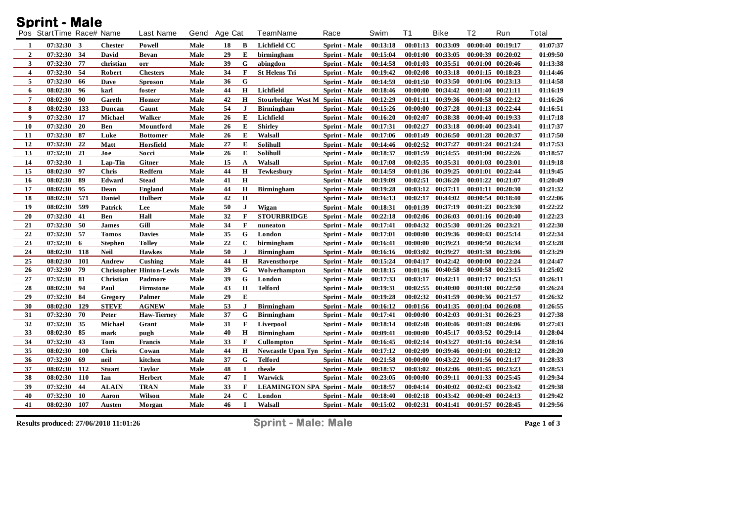# Sprint - Male

| Pos | StartTime | Race# | Name | Last Name | Gend | Age | Cat | TeamName | Race | Swim | T1 | Bike | T2 | Run | Total |
|---|---|---|---|---|---|---|---|---|---|---|---|---|---|---|---|
| 1 | 07:32:30 | 3 | Chester | Powell | Male | 18 | B | Lichfield CC | Sprint - Male | 00:13:18 | 00:01:13 | 00:33:09 | 00:00:40 | 00:19:17 | 01:07:37 |
| 2 | 07:32:30 | 34 | David | Bevan | Male | 29 | E | birmingham | Sprint - Male | 00:15:04 | 00:01:00 | 00:33:05 | 00:00:39 | 00:20:02 | 01:09:50 |
| 3 | 07:32:30 | 77 | christian | orr | Male | 39 | G | abingdon | Sprint - Male | 00:14:58 | 00:01:03 | 00:35:51 | 00:01:00 | 00:20:46 | 01:13:38 |
| 4 | 07:32:30 | 54 | Robert | Chesters | Male | 34 | F | St Helens Tri | Sprint - Male | 00:19:42 | 00:02:08 | 00:33:18 | 00:01:15 | 00:18:23 | 01:14:46 |
| 5 | 07:32:30 | 66 | Dave | Sproson | Male | 36 | G |  | Sprint - Male | 00:14:59 | 00:01:50 | 00:33:50 | 00:01:06 | 00:23:13 | 01:14:58 |
| 6 | 08:02:30 | 96 | karl | foster | Male | 44 | H | Lichfield | Sprint - Male | 00:18:46 | 00:00:00 | 00:34:42 | 00:01:40 | 00:21:11 | 01:16:19 |
| 7 | 08:02:30 | 90 | Gareth | Homer | Male | 42 | H | Stourbridge West M | Sprint - Male | 00:12:29 | 00:01:11 | 00:39:36 | 00:00:58 | 00:22:12 | 01:16:26 |
| 8 | 08:02:30 | 133 | Duncan | Gaunt | Male | 54 | J | Birmingham | Sprint - Male | 00:15:26 | 00:00:00 | 00:37:28 | 00:01:13 | 00:22:44 | 01:16:51 |
| 9 | 07:32:30 | 17 | Michael | Walker | Male | 26 | E | Lichfield | Sprint - Male | 00:16:20 | 00:02:07 | 00:38:38 | 00:00:40 | 00:19:33 | 01:17:18 |
| 10 | 07:32:30 | 20 | Ben | Mountford | Male | 26 | E | Shirley | Sprint - Male | 00:17:31 | 00:02:27 | 00:33:18 | 00:00:40 | 00:23:41 | 01:17:37 |
| 11 | 07:32:30 | 87 | Luke | Bottomer | Male | 26 | E | Walsall | Sprint - Male | 00:17:06 | 00:01:49 | 00:36:50 | 00:01:28 | 00:20:37 | 01:17:50 |
| 12 | 07:32:30 | 22 | Matt | Horsfield | Male | 27 | E | Solihull | Sprint - Male | 00:14:46 | 00:02:52 | 00:37:27 | 00:01:24 | 00:21:24 | 01:17:53 |
| 13 | 07:32:30 | 21 | Joe | Socci | Male | 26 | E | Solihull | Sprint - Male | 00:18:37 | 00:01:59 | 00:34:55 | 00:01:00 | 00:22:26 | 01:18:57 |
| 14 | 07:32:30 | 1 | Lap-Tin | Gitner | Male | 15 | A | Walsall | Sprint - Male | 00:17:08 | 00:02:35 | 00:35:31 | 00:01:03 | 00:23:01 | 01:19:18 |
| 15 | 08:02:30 | 97 | Chris | Redfern | Male | 44 | H | Tewkesbury | Sprint - Male | 00:14:59 | 00:01:36 | 00:39:25 | 00:01:01 | 00:22:44 | 01:19:45 |
| 16 | 08:02:30 | 89 | Edward | Stead | Male | 41 | H |  | Sprint - Male | 00:19:09 | 00:02:51 | 00:36:20 | 00:01:22 | 00:21:07 | 01:20:49 |
| 17 | 08:02:30 | 95 | Dean | England | Male | 44 | H | Birmingham | Sprint - Male | 00:19:28 | 00:03:12 | 00:37:11 | 00:01:11 | 00:20:30 | 01:21:32 |
| 18 | 08:02:30 | 571 | Daniel | Hulbert | Male | 42 | H |  | Sprint - Male | 00:16:13 | 00:02:17 | 00:44:02 | 00:00:54 | 00:18:40 | 01:22:06 |
| 19 | 08:02:30 | 599 | Patrick | Lee | Male | 50 | J | Wigan | Sprint - Male | 00:18:31 | 00:01:39 | 00:37:19 | 00:01:23 | 00:23:30 | 01:22:22 |
| 20 | 07:32:30 | 41 | Ben | Hall | Male | 32 | F | STOURBRIDGE | Sprint - Male | 00:22:18 | 00:02:06 | 00:36:03 | 00:01:16 | 00:20:40 | 01:22:23 |
| 21 | 07:32:30 | 50 | James | Gill | Male | 34 | F | nuneaton | Sprint - Male | 00:17:41 | 00:04:32 | 00:35:30 | 00:01:26 | 00:23:21 | 01:22:30 |
| 22 | 07:32:30 | 57 | Tomos | Davies | Male | 35 | G | London | Sprint - Male | 00:17:01 | 00:00:00 | 00:39:36 | 00:00:43 | 00:25:14 | 01:22:34 |
| 23 | 07:32:30 | 6 | Stephen | Tolley | Male | 22 | C | birmingham | Sprint - Male | 00:16:41 | 00:00:00 | 00:39:23 | 00:00:50 | 00:26:34 | 01:23:28 |
| 24 | 08:02:30 | 118 | Neil | Hawkes | Male | 50 | J | Birmingham | Sprint - Male | 00:16:16 | 00:03:02 | 00:39:27 | 00:01:38 | 00:23:06 | 01:23:29 |
| 25 | 08:02:30 | 101 | Andrew | Cushing | Male | 44 | H | Ravensthorpe | Sprint - Male | 00:15:24 | 00:04:17 | 00:42:42 | 00:00:00 | 00:22:24 | 01:24:47 |
| 26 | 07:32:30 | 79 | Christopher | Hinton-Lewis | Male | 39 | G | Wolverhampton | Sprint - Male | 00:18:15 | 00:01:36 | 00:40:58 | 00:00:58 | 00:23:15 | 01:25:02 |
| 27 | 07:32:30 | 81 | Christian | Padmore | Male | 39 | G | London | Sprint - Male | 00:17:33 | 00:03:17 | 00:42:11 | 00:01:17 | 00:21:53 | 01:26:11 |
| 28 | 08:02:30 | 94 | Paul | Firmstone | Male | 43 | H | Telford | Sprint - Male | 00:19:31 | 00:02:55 | 00:40:00 | 00:01:08 | 00:22:50 | 01:26:24 |
| 29 | 07:32:30 | 84 | Gregory | Palmer | Male | 29 | E |  | Sprint - Male | 00:19:28 | 00:02:32 | 00:41:59 | 00:00:36 | 00:21:57 | 01:26:32 |
| 30 | 08:02:30 | 129 | STEVE | AGNEW | Male | 53 | J | Birmingham | Sprint - Male | 00:16:12 | 00:01:56 | 00:41:35 | 00:01:04 | 00:26:08 | 01:26:55 |
| 31 | 07:32:30 | 70 | Peter | Haw-Tierney | Male | 37 | G | Birmingham | Sprint - Male | 00:17:41 | 00:00:00 | 00:42:03 | 00:01:31 | 00:26:23 | 01:27:38 |
| 32 | 07:32:30 | 35 | Michael | Grant | Male | 31 | F | Liverpool | Sprint - Male | 00:18:14 | 00:02:48 | 00:40:46 | 00:01:49 | 00:24:06 | 01:27:43 |
| 33 | 08:02:30 | 85 | mark | pugh | Male | 40 | H | Birmingham | Sprint - Male | 00:09:41 | 00:00:00 | 00:45:17 | 00:03:52 | 00:29:14 | 01:28:04 |
| 34 | 07:32:30 | 43 | Tom | Francis | Male | 33 | F | Cullompton | Sprint - Male | 00:16:45 | 00:02:14 | 00:43:27 | 00:01:16 | 00:24:34 | 01:28:16 |
| 35 | 08:02:30 | 100 | Chris | Cowan | Male | 44 | H | Newcastle Upon Tyn | Sprint - Male | 00:17:12 | 00:02:09 | 00:39:46 | 00:01:01 | 00:28:12 | 01:28:20 |
| 36 | 07:32:30 | 69 | neil | kitchen | Male | 37 | G | Telford | Sprint - Male | 00:21:58 | 00:00:00 | 00:43:22 | 00:01:56 | 00:21:17 | 01:28:33 |
| 37 | 08:02:30 | 112 | Stuart | Taylor | Male | 48 | I | theale | Sprint - Male | 00:18:37 | 00:03:02 | 00:42:06 | 00:01:45 | 00:23:23 | 01:28:53 |
| 38 | 08:02:30 | 110 | Ian | Herbert | Male | 47 | I | Warwick | Sprint - Male | 00:23:05 | 00:00:00 | 00:39:11 | 00:01:33 | 00:25:45 | 01:29:34 |
| 39 | 07:32:30 | 44 | ALAIN | TRAN | Male | 33 | F | LEAMINGTON SPA | Sprint - Male | 00:18:57 | 00:04:14 | 00:40:02 | 00:02:43 | 00:23:42 | 01:29:38 |
| 40 | 07:32:30 | 10 | Aaron | Wilson | Male | 24 | C | London | Sprint - Male | 00:18:40 | 00:02:18 | 00:43:42 | 00:00:49 | 00:24:13 | 01:29:42 |
| 41 | 08:02:30 | 107 | Austen | Morgan | Male | 46 | I | Walsall | Sprint - Male | 00:15:02 | 00:02:31 | 00:41:41 | 00:01:57 | 00:28:45 | 01:29:56 |

Results produced: 27/06/2018 11:01:26

Sprint - Male: Male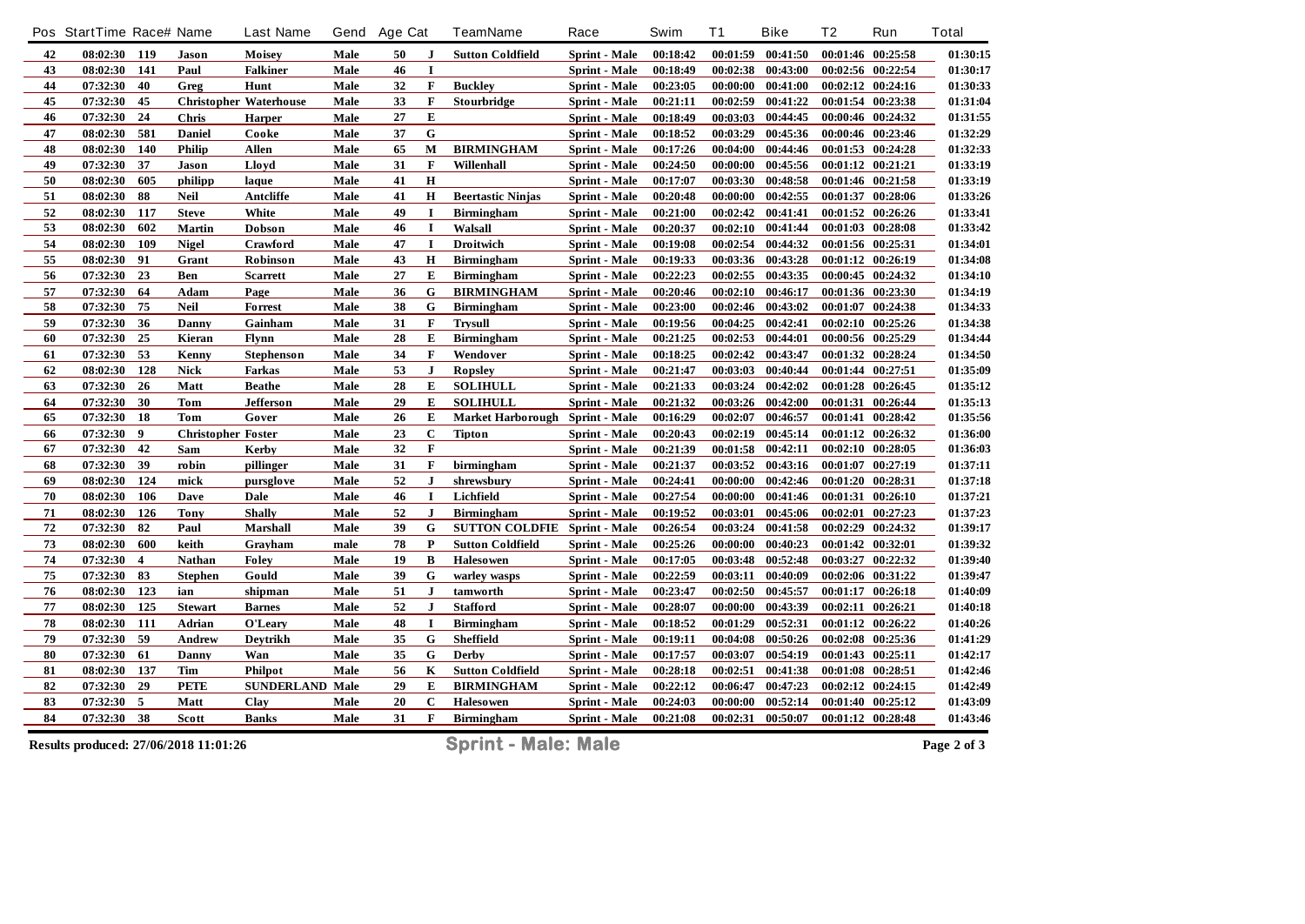| Pos | StartTime | Race# | Name | Last Name | Gend | Age | Cat | TeamName | Race | Swim | T1 | Bike | T2 | Run | Total |
|---|---|---|---|---|---|---|---|---|---|---|---|---|---|---|---|
| 42 | 08:02:30 | 119 | Jason | Moisey | Male | 50 | J | Sutton Coldfield | Sprint - Male | 00:18:42 | 00:01:59 | 00:41:50 | 00:01:46 | 00:25:58 | 01:30:15 |
| 43 | 08:02:30 | 141 | Paul | Falkiner | Male | 46 | I | | Sprint - Male | 00:18:49 | 00:02:38 | 00:43:00 | 00:02:56 | 00:22:54 | 01:30:17 |
| 44 | 07:32:30 | 40 | Greg | Hunt | Male | 32 | F | Buckley | Sprint - Male | 00:23:05 | 00:00:00 | 00:41:00 | 00:02:12 | 00:24:16 | 01:30:33 |
| 45 | 07:32:30 | 45 | Christopher | Waterhouse | Male | 33 | F | Stourbridge | Sprint - Male | 00:21:11 | 00:02:59 | 00:41:22 | 00:01:54 | 00:23:38 | 01:31:04 |
| 46 | 07:32:30 | 24 | Chris | Harper | Male | 27 | E | | Sprint - Male | 00:18:49 | 00:03:03 | 00:44:45 | 00:00:46 | 00:24:32 | 01:31:55 |
| 47 | 08:02:30 | 581 | Daniel | Cooke | Male | 37 | G | | Sprint - Male | 00:18:52 | 00:03:29 | 00:45:36 | 00:00:46 | 00:23:46 | 01:32:29 |
| 48 | 08:02:30 | 140 | Philip | Allen | Male | 65 | M | BIRMINGHAM | Sprint - Male | 00:17:26 | 00:04:00 | 00:44:46 | 00:01:53 | 00:24:28 | 01:32:33 |
| 49 | 07:32:30 | 37 | Jason | Lloyd | Male | 31 | F | Willenhall | Sprint - Male | 00:24:50 | 00:00:00 | 00:45:56 | 00:01:12 | 00:21:21 | 01:33:19 |
| 50 | 08:02:30 | 605 | philipp | laque | Male | 41 | H | | Sprint - Male | 00:17:07 | 00:03:30 | 00:48:58 | 00:01:46 | 00:21:58 | 01:33:19 |
| 51 | 08:02:30 | 88 | Neil | Antcliffe | Male | 41 | H | Beertastic Ninjas | Sprint - Male | 00:20:48 | 00:00:00 | 00:42:55 | 00:01:37 | 00:28:06 | 01:33:26 |
| 52 | 08:02:30 | 117 | Steve | White | Male | 49 | I | Birmingham | Sprint - Male | 00:21:00 | 00:02:42 | 00:41:41 | 00:01:52 | 00:26:26 | 01:33:41 |
| 53 | 08:02:30 | 602 | Martin | Dobson | Male | 46 | I | Walsall | Sprint - Male | 00:20:37 | 00:02:10 | 00:41:44 | 00:01:03 | 00:28:08 | 01:33:42 |
| 54 | 08:02:30 | 109 | Nigel | Crawford | Male | 47 | I | Droitwich | Sprint - Male | 00:19:08 | 00:02:54 | 00:44:32 | 00:01:56 | 00:25:31 | 01:34:01 |
| 55 | 08:02:30 | 91 | Grant | Robinson | Male | 43 | H | Birmingham | Sprint - Male | 00:19:33 | 00:03:36 | 00:43:28 | 00:01:12 | 00:26:19 | 01:34:08 |
| 56 | 07:32:30 | 23 | Ben | Scarrett | Male | 27 | E | Birmingham | Sprint - Male | 00:22:23 | 00:02:55 | 00:43:35 | 00:00:45 | 00:24:32 | 01:34:10 |
| 57 | 07:32:30 | 64 | Adam | Page | Male | 36 | G | BIRMINGHAM | Sprint - Male | 00:20:46 | 00:02:10 | 00:46:17 | 00:01:36 | 00:23:30 | 01:34:19 |
| 58 | 07:32:30 | 75 | Neil | Forrest | Male | 38 | G | Birmingham | Sprint - Male | 00:23:00 | 00:02:46 | 00:43:02 | 00:01:07 | 00:24:38 | 01:34:33 |
| 59 | 07:32:30 | 36 | Danny | Gainham | Male | 31 | F | Trysull | Sprint - Male | 00:19:56 | 00:04:25 | 00:42:41 | 00:02:10 | 00:25:26 | 01:34:38 |
| 60 | 07:32:30 | 25 | Kieran | Flynn | Male | 28 | E | Birmingham | Sprint - Male | 00:21:25 | 00:02:53 | 00:44:01 | 00:00:56 | 00:25:29 | 01:34:44 |
| 61 | 07:32:30 | 53 | Kenny | Stephenson | Male | 34 | F | Wendover | Sprint - Male | 00:18:25 | 00:02:42 | 00:43:47 | 00:01:32 | 00:28:24 | 01:34:50 |
| 62 | 08:02:30 | 128 | Nick | Farkas | Male | 53 | J | Ropsley | Sprint - Male | 00:21:47 | 00:03:03 | 00:40:44 | 00:01:44 | 00:27:51 | 01:35:09 |
| 63 | 07:32:30 | 26 | Matt | Beathe | Male | 28 | E | SOLIHULL | Sprint - Male | 00:21:33 | 00:03:24 | 00:42:02 | 00:01:28 | 00:26:45 | 01:35:12 |
| 64 | 07:32:30 | 30 | Tom | Jefferson | Male | 29 | E | SOLIHULL | Sprint - Male | 00:21:32 | 00:03:26 | 00:42:00 | 00:01:31 | 00:26:44 | 01:35:13 |
| 65 | 07:32:30 | 18 | Tom | Gover | Male | 26 | E | Market Harborough | Sprint - Male | 00:16:29 | 00:02:07 | 00:46:57 | 00:01:41 | 00:28:42 | 01:35:56 |
| 66 | 07:32:30 | 9 | Christopher | Foster | Male | 23 | C | Tipton | Sprint - Male | 00:20:43 | 00:02:19 | 00:45:14 | 00:01:12 | 00:26:32 | 01:36:00 |
| 67 | 07:32:30 | 42 | Sam | Kerby | Male | 32 | F | | Sprint - Male | 00:21:39 | 00:01:58 | 00:42:11 | 00:02:10 | 00:28:05 | 01:36:03 |
| 68 | 07:32:30 | 39 | robin | pillinger | Male | 31 | F | birmingham | Sprint - Male | 00:21:37 | 00:03:52 | 00:43:16 | 00:01:07 | 00:27:19 | 01:37:11 |
| 69 | 08:02:30 | 124 | mick | pursglove | Male | 52 | J | shrewsbury | Sprint - Male | 00:24:41 | 00:00:00 | 00:42:46 | 00:01:20 | 00:28:31 | 01:37:18 |
| 70 | 08:02:30 | 106 | Dave | Dale | Male | 46 | I | Lichfield | Sprint - Male | 00:27:54 | 00:00:00 | 00:41:46 | 00:01:31 | 00:26:10 | 01:37:21 |
| 71 | 08:02:30 | 126 | Tony | Shally | Male | 52 | J | Birmingham | Sprint - Male | 00:19:52 | 00:03:01 | 00:45:06 | 00:02:01 | 00:27:23 | 01:37:23 |
| 72 | 07:32:30 | 82 | Paul | Marshall | Male | 39 | G | SUTTON COLDFIE | Sprint - Male | 00:26:54 | 00:03:24 | 00:41:58 | 00:02:29 | 00:24:32 | 01:39:17 |
| 73 | 08:02:30 | 600 | keith | Grayham | male | 78 | P | Sutton Coldfield | Sprint - Male | 00:25:26 | 00:00:00 | 00:40:23 | 00:01:42 | 00:32:01 | 01:39:32 |
| 74 | 07:32:30 | 4 | Nathan | Foley | Male | 19 | B | Halesowen | Sprint - Male | 00:17:05 | 00:03:48 | 00:52:48 | 00:03:27 | 00:22:32 | 01:39:40 |
| 75 | 07:32:30 | 83 | Stephen | Gould | Male | 39 | G | warley wasps | Sprint - Male | 00:22:59 | 00:03:11 | 00:40:09 | 00:02:06 | 00:31:22 | 01:39:47 |
| 76 | 08:02:30 | 123 | ian | shipman | Male | 51 | J | tamworth | Sprint - Male | 00:23:47 | 00:02:50 | 00:45:57 | 00:01:17 | 00:26:18 | 01:40:09 |
| 77 | 08:02:30 | 125 | Stewart | Barnes | Male | 52 | J | Stafford | Sprint - Male | 00:28:07 | 00:00:00 | 00:43:39 | 00:02:11 | 00:26:21 | 01:40:18 |
| 78 | 08:02:30 | 111 | Adrian | O'Leary | Male | 48 | I | Birmingham | Sprint - Male | 00:18:52 | 00:01:29 | 00:52:31 | 00:01:12 | 00:26:22 | 01:40:26 |
| 79 | 07:32:30 | 59 | Andrew | Deytrikh | Male | 35 | G | Sheffield | Sprint - Male | 00:19:11 | 00:04:08 | 00:50:26 | 00:02:08 | 00:25:36 | 01:41:29 |
| 80 | 07:32:30 | 61 | Danny | Wan | Male | 35 | G | Derby | Sprint - Male | 00:17:57 | 00:03:07 | 00:54:19 | 00:01:43 | 00:25:11 | 01:42:17 |
| 81 | 08:02:30 | 137 | Tim | Philpot | Male | 56 | K | Sutton Coldfield | Sprint - Male | 00:28:18 | 00:02:51 | 00:41:38 | 00:01:08 | 00:28:51 | 01:42:46 |
| 82 | 07:32:30 | 29 | PETE | SUNDERLAND | Male | 29 | E | BIRMINGHAM | Sprint - Male | 00:22:12 | 00:06:47 | 00:47:23 | 00:02:12 | 00:24:15 | 01:42:49 |
| 83 | 07:32:30 | 5 | Matt | Clay | Male | 20 | C | Halesowen | Sprint - Male | 00:24:03 | 00:00:00 | 00:52:14 | 00:01:40 | 00:25:12 | 01:43:09 |
| 84 | 07:32:30 | 38 | Scott | Banks | Male | 31 | F | Birmingham | Sprint - Male | 00:21:08 | 00:02:31 | 00:50:07 | 00:01:12 | 00:28:48 | 01:43:46 |

Results produced: 27/06/2018 11:01:26

**Sprint - Male: Male**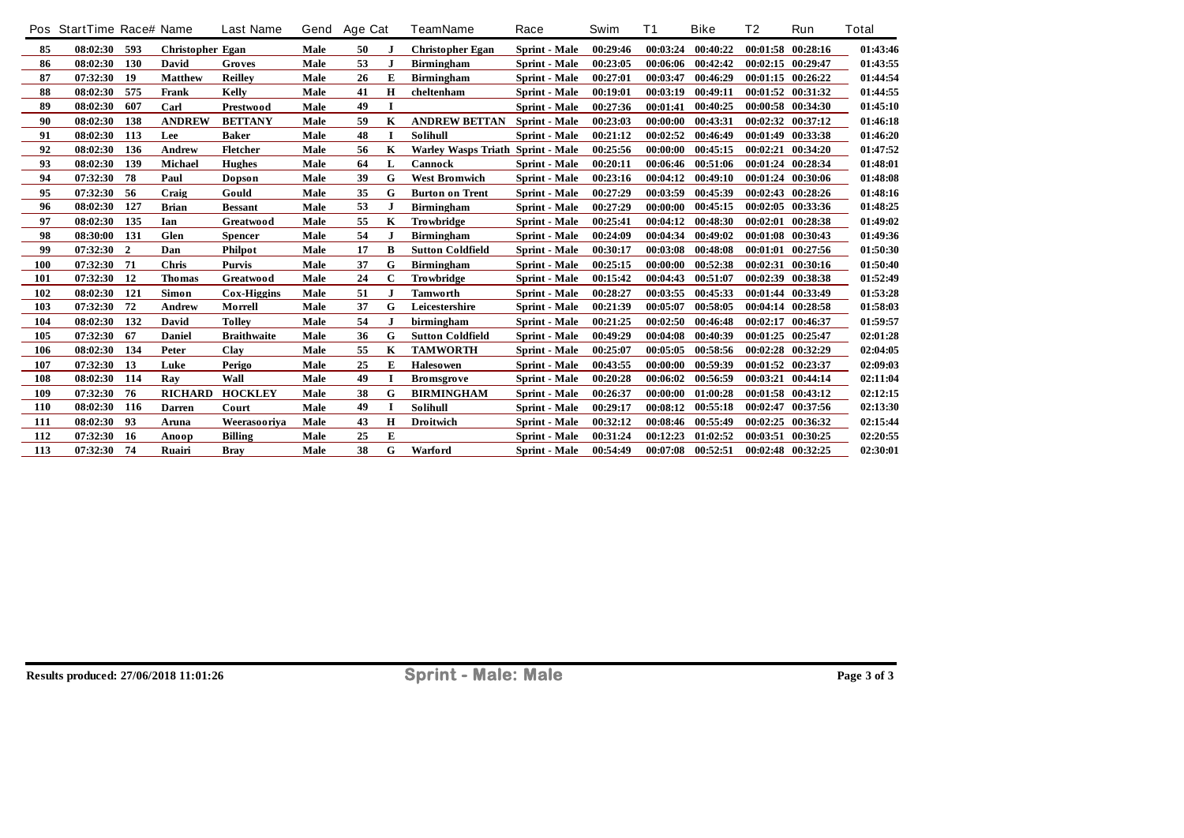| Pos | StartTime | Race# | Name | Last Name | Gend | Age | Cat | TeamName | Race | Swim | T1 | Bike | T2 | Run | Total |
|---|---|---|---|---|---|---|---|---|---|---|---|---|---|---|---|
| 85 | 08:02:30 | 593 | Christopher | Egan | Male | 50 | J | Christopher Egan | Sprint - Male | 00:29:46 | 00:03:24 | 00:40:22 | 00:01:58 | 00:28:16 | 01:43:46 |
| 86 | 08:02:30 | 130 | David | Groves | Male | 53 | J | Birmingham | Sprint - Male | 00:23:05 | 00:06:06 | 00:42:42 | 00:02:15 | 00:29:47 | 01:43:55 |
| 87 | 07:32:30 | 19 | Matthew | Reilley | Male | 26 | E | Birmingham | Sprint - Male | 00:27:01 | 00:03:47 | 00:46:29 | 00:01:15 | 00:26:22 | 01:44:54 |
| 88 | 08:02:30 | 575 | Frank | Kelly | Male | 41 | H | cheltenham | Sprint - Male | 00:19:01 | 00:03:19 | 00:49:11 | 00:01:52 | 00:31:32 | 01:44:55 |
| 89 | 08:02:30 | 607 | Carl | Prestwood | Male | 49 | I | | Sprint - Male | 00:27:36 | 00:01:41 | 00:40:25 | 00:00:58 | 00:34:30 | 01:45:10 |
| 90 | 08:02:30 | 138 | ANDREW | BETTANY | Male | 59 | K | ANDREW BETTAN | Sprint - Male | 00:23:03 | 00:00:00 | 00:43:31 | 00:02:32 | 00:37:12 | 01:46:18 |
| 91 | 08:02:30 | 113 | Lee | Baker | Male | 48 | I | Solihull | Sprint - Male | 00:21:12 | 00:02:52 | 00:46:49 | 00:01:49 | 00:33:38 | 01:46:20 |
| 92 | 08:02:30 | 136 | Andrew | Fletcher | Male | 56 | K | Warley Wasps Triath | Sprint - Male | 00:25:56 | 00:00:00 | 00:45:15 | 00:02:21 | 00:34:20 | 01:47:52 |
| 93 | 08:02:30 | 139 | Michael | Hughes | Male | 64 | L | Cannock | Sprint - Male | 00:20:11 | 00:06:46 | 00:51:06 | 00:01:24 | 00:28:34 | 01:48:01 |
| 94 | 07:32:30 | 78 | Paul | Dopson | Male | 39 | G | West Bromwich | Sprint - Male | 00:23:16 | 00:04:12 | 00:49:10 | 00:01:24 | 00:30:06 | 01:48:08 |
| 95 | 07:32:30 | 56 | Craig | Gould | Male | 35 | G | Burton on Trent | Sprint - Male | 00:27:29 | 00:03:59 | 00:45:39 | 00:02:43 | 00:28:26 | 01:48:16 |
| 96 | 08:02:30 | 127 | Brian | Bessant | Male | 53 | J | Birmingham | Sprint - Male | 00:27:29 | 00:00:00 | 00:45:15 | 00:02:05 | 00:33:36 | 01:48:25 |
| 97 | 08:02:30 | 135 | Ian | Greatwood | Male | 55 | K | Trowbridge | Sprint - Male | 00:25:41 | 00:04:12 | 00:48:30 | 00:02:01 | 00:28:38 | 01:49:02 |
| 98 | 08:30:00 | 131 | Glen | Spencer | Male | 54 | J | Birmingham | Sprint - Male | 00:24:09 | 00:04:34 | 00:49:02 | 00:01:08 | 00:30:43 | 01:49:36 |
| 99 | 07:32:30 | 2 | Dan | Philpot | Male | 17 | B | Sutton Coldfield | Sprint - Male | 00:30:17 | 00:03:08 | 00:48:08 | 00:01:01 | 00:27:56 | 01:50:30 |
| 100 | 07:32:30 | 71 | Chris | Purvis | Male | 37 | G | Birmingham | Sprint - Male | 00:25:15 | 00:00:00 | 00:52:38 | 00:02:31 | 00:30:16 | 01:50:40 |
| 101 | 07:32:30 | 12 | Thomas | Greatwood | Male | 24 | C | Trowbridge | Sprint - Male | 00:15:42 | 00:04:43 | 00:51:07 | 00:02:39 | 00:38:38 | 01:52:49 |
| 102 | 08:02:30 | 121 | Simon | Cox-Higgins | Male | 51 | J | Tamworth | Sprint - Male | 00:28:27 | 00:03:55 | 00:45:33 | 00:01:44 | 00:33:49 | 01:53:28 |
| 103 | 07:32:30 | 72 | Andrew | Morrell | Male | 37 | G | Leicestershire | Sprint - Male | 00:21:39 | 00:05:07 | 00:58:05 | 00:04:14 | 00:28:58 | 01:58:03 |
| 104 | 08:02:30 | 132 | David | Tolley | Male | 54 | J | birmingham | Sprint - Male | 00:21:25 | 00:02:50 | 00:46:48 | 00:02:17 | 00:46:37 | 01:59:57 |
| 105 | 07:32:30 | 67 | Daniel | Braithwaite | Male | 36 | G | Sutton Coldfield | Sprint - Male | 00:49:29 | 00:04:08 | 00:40:39 | 00:01:25 | 00:25:47 | 02:01:28 |
| 106 | 08:02:30 | 134 | Peter | Clay | Male | 55 | K | TAMWORTH | Sprint - Male | 00:25:07 | 00:05:05 | 00:58:56 | 00:02:28 | 00:32:29 | 02:04:05 |
| 107 | 07:32:30 | 13 | Luke | Perigo | Male | 25 | E | Halesowen | Sprint - Male | 00:43:55 | 00:00:00 | 00:59:39 | 00:01:52 | 00:23:37 | 02:09:03 |
| 108 | 08:02:30 | 114 | Ray | Wall | Male | 49 | I | Bromsgrove | Sprint - Male | 00:20:28 | 00:06:02 | 00:56:59 | 00:03:21 | 00:44:14 | 02:11:04 |
| 109 | 07:32:30 | 76 | RICHARD | HOCKLEY | Male | 38 | G | BIRMINGHAM | Sprint - Male | 00:26:37 | 00:00:00 | 01:00:28 | 00:01:58 | 00:43:12 | 02:12:15 |
| 110 | 08:02:30 | 116 | Darren | Court | Male | 49 | I | Solihull | Sprint - Male | 00:29:17 | 00:08:12 | 00:55:18 | 00:02:47 | 00:37:56 | 02:13:30 |
| 111 | 08:02:30 | 93 | Aruna | Weerasooriya | Male | 43 | H | Droitwich | Sprint - Male | 00:32:12 | 00:08:46 | 00:55:49 | 00:02:25 | 00:36:32 | 02:15:44 |
| 112 | 07:32:30 | 16 | Anoop | Billing | Male | 25 | E | | Sprint - Male | 00:31:24 | 00:12:23 | 01:02:52 | 00:03:51 | 00:30:25 | 02:20:55 |
| 113 | 07:32:30 | 74 | Ruairi | Bray | Male | 38 | G | Warford | Sprint - Male | 00:54:49 | 00:07:08 | 00:52:51 | 00:02:48 | 00:32:25 | 02:30:01 |

Results produced: 27/06/2018 11:01:26

Sprint - Male: Male